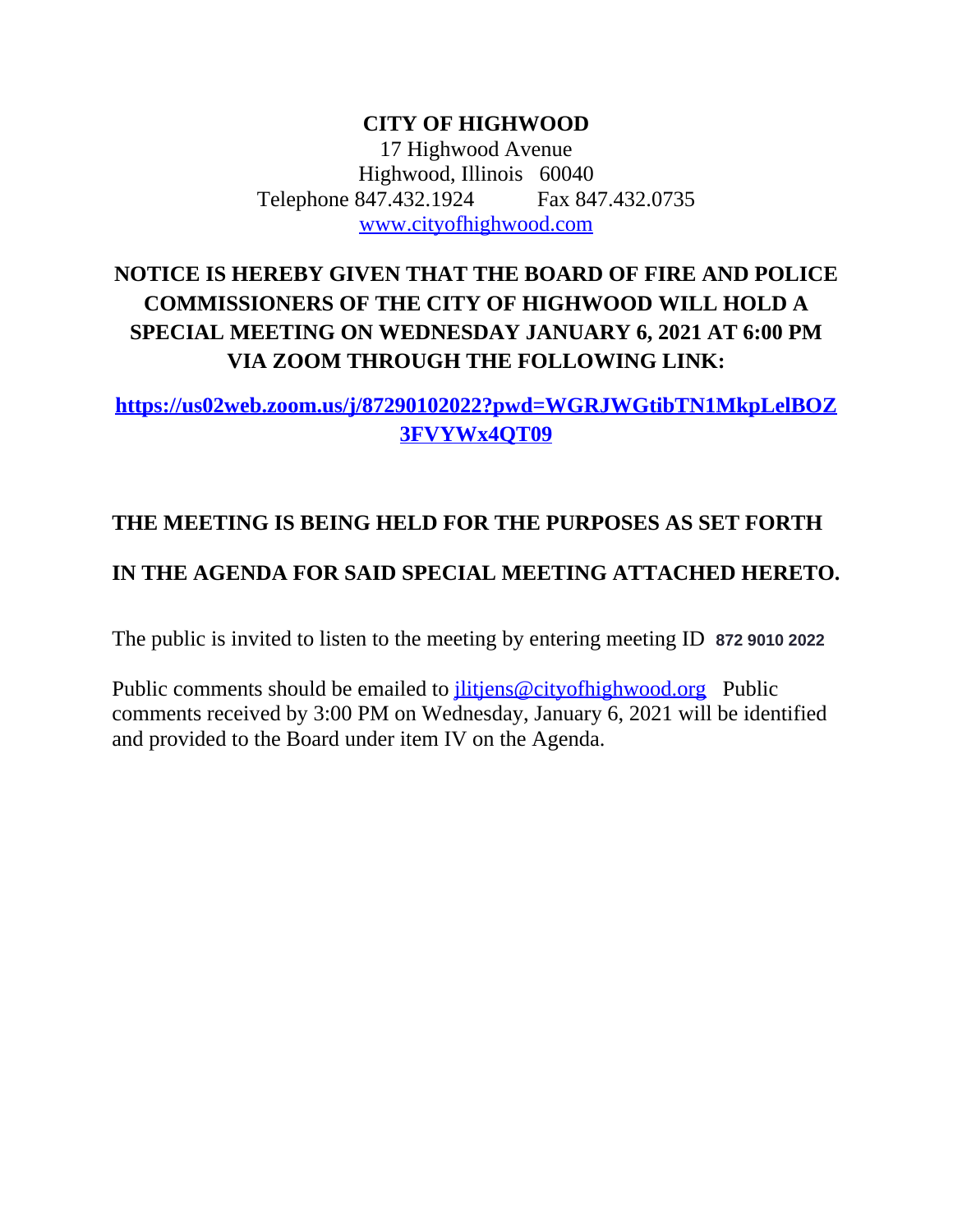**CITY OF HIGHWOOD**
17 Highwood Avenue
Highwood, Illinois 60040
Telephone 847.432.1924 Fax 847.432.0735
[www.cityofhighwood.com](http://www.cityofhighwood.com)

**NOTICE IS HEREBY GIVEN THAT THE BOARD OF FIRE AND POLICE COMMISSIONERS OF THE CITY OF HIGHWOOD WILL HOLD A SPECIAL MEETING ON WEDNESDAY JANUARY 6, 2021 AT 6:00 PM VIA ZOOM THROUGH THE FOLLOWING LINK:**

**[https://us02web.zoom.us/j/87290102022?pwd=WGRJWGtibTN1MkpLelBOZ3FVYWx4QT09](https://us02web.zoom.us/j/87290102022?pwd=WGRJWGtibTN1MkpLelBOZ3FVYWx4QT09)**

**THE MEETING IS BEING HELD FOR THE PURPOSES AS SET FORTH IN THE AGENDA FOR SAID SPECIAL MEETING ATTACHED HERETO.**

The public is invited to listen to the meeting by entering meeting ID **872 9010 2022**

Public comments should be emailed to [jlitjens@cityofhighwood.org](mailto:jlitjens@cityofhighwood.org) Public comments received by 3:00 PM on Wednesday, January 6, 2021 will be identified and provided to the Board under item IV on the Agenda.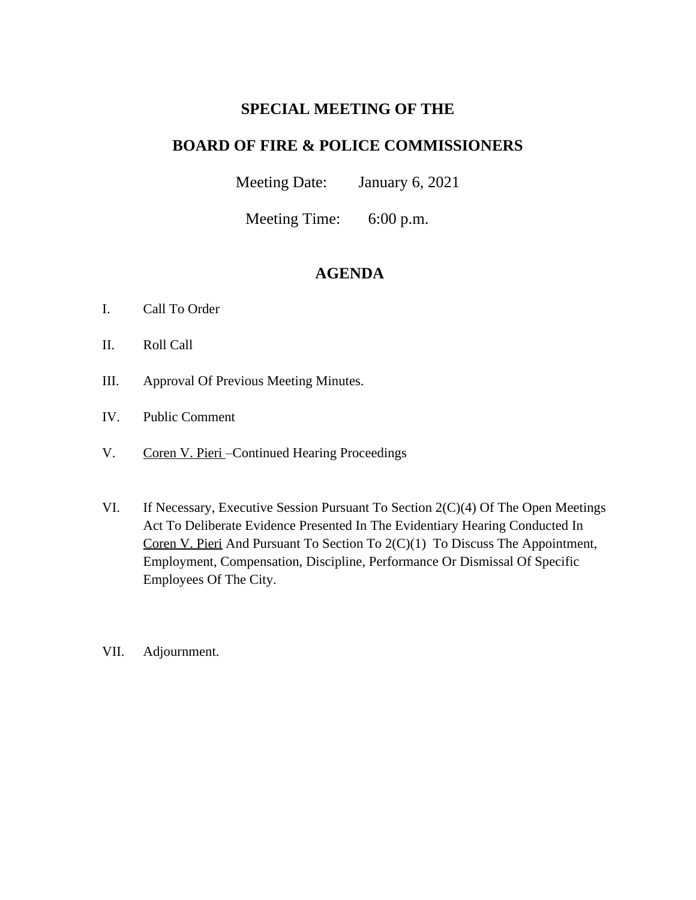# SPECIAL MEETING OF THE

# BOARD OF FIRE & POLICE COMMISSIONERS

Meeting Date: January 6, 2021

Meeting Time: 6:00 p.m.

## AGENDA

I. Call To Order

II. Roll Call

III. Approval Of Previous Meeting Minutes.

IV. Public Comment

V. Coren V. Pieri –Continued Hearing Proceedings

VI. If Necessary, Executive Session Pursuant To Section 2(C)(4) Of The Open Meetings Act To Deliberate Evidence Presented In The Evidentiary Hearing Conducted In Coren V. Pieri And Pursuant To Section To 2(C)(1) To Discuss The Appointment, Employment, Compensation, Discipline, Performance Or Dismissal Of Specific Employees Of The City.

VII. Adjournment.